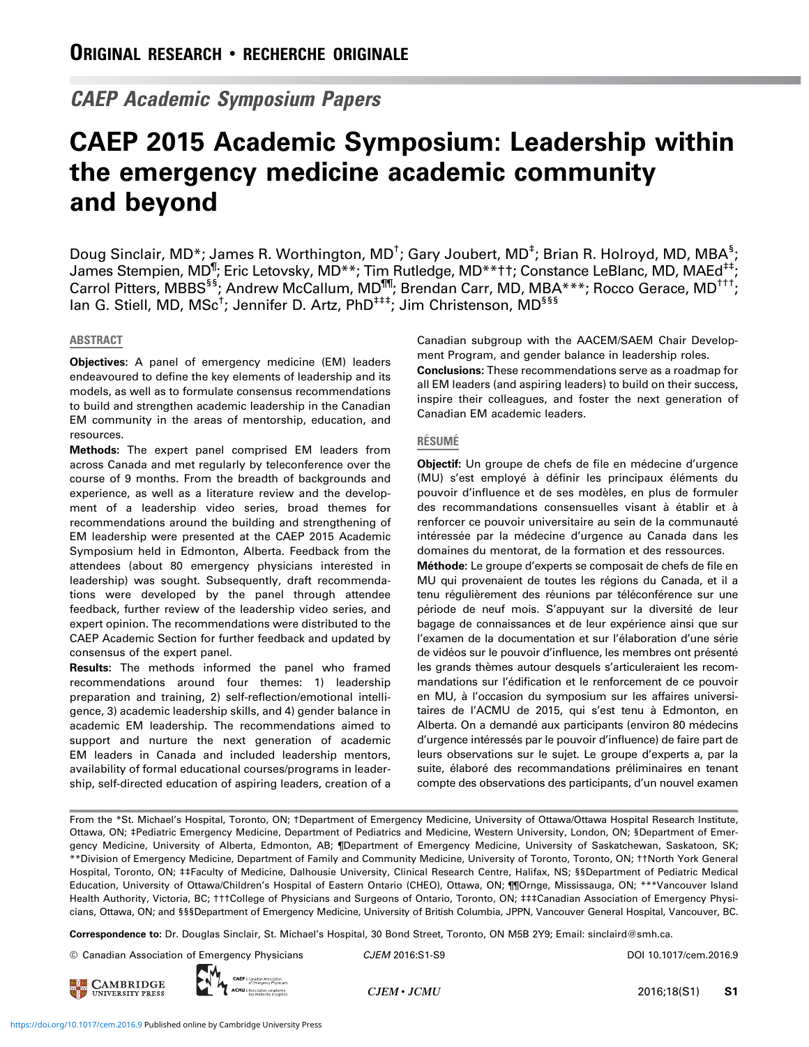# ORIGINAL RESEARCH • RECHERCHE ORIGINALE

## CAEP Academic Symposium Papers

# CAEP 2015 Academic Symposium: Leadership within the emergency medicine academic community and beyond

Doug Sinclair, MD*; James R. Worthington, MD[†]; Gary Joubert, MD[‡]; Brian R. Holroyd, MD, MBA[§]; James Stempien, MD[¶]; Eric Letovsky, MD**; Tim Rutledge, MD**††; Constance LeBlanc, MD, MAEd[‡‡]; Carrol Pitters, MBBS[§§]; Andrew McCallum, MD[¶¶]; Brendan Carr, MD, MBA***; Rocco Gerace, MD[†††]; Ian G. Stiell, MD, MSc[†]; Jennifer D. Artz, PhD[‡‡‡]; Jim Christenson, MD[§§§]

## ABSTRACT

**Objectives:** A panel of emergency medicine (EM) leaders endeavoured to define the key elements of leadership and its models, as well as to formulate consensus recommendations to build and strengthen academic leadership in the Canadian EM community in the areas of mentorship, education, and resources.

**Methods:** The expert panel comprised EM leaders from across Canada and met regularly by teleconference over the course of 9 months. From the breadth of backgrounds and experience, as well as a literature review and the development of a leadership video series, broad themes for recommendations around the building and strengthening of EM leadership were presented at the CAEP 2015 Academic Symposium held in Edmonton, Alberta. Feedback from the attendees (about 80 emergency physicians interested in leadership) was sought. Subsequently, draft recommendations were developed by the panel through attendee feedback, further review of the leadership video series, and expert opinion. The recommendations were distributed to the CAEP Academic Section for further feedback and updated by consensus of the expert panel.

**Results:** The methods informed the panel who framed recommendations around four themes: 1) leadership preparation and training, 2) self-reflection/emotional intelligence, 3) academic leadership skills, and 4) gender balance in academic EM leadership. The recommendations aimed to support and nurture the next generation of academic EM leaders in Canada and included leadership mentors, availability of formal educational courses/programs in leadership, self-directed education of aspiring leaders, creation of a Canadian subgroup with the AACEM/SAEM Chair Development Program, and gender balance in leadership roles.

**Conclusions:** These recommendations serve as a roadmap for all EM leaders (and aspiring leaders) to build on their success, inspire their colleagues, and foster the next generation of Canadian EM academic leaders.

## RÉSUMÉ

**Objectif:** Un groupe de chefs de file en médecine d'urgence (MU) s'est employé à définir les principaux éléments du pouvoir d'influence et de ses modèles, en plus de formuler des recommandations consensuelles visant à établir et à renforcer ce pouvoir universitaire au sein de la communauté intéressée par la médecine d'urgence au Canada dans les domaines du mentorat, de la formation et des ressources.

**Méthode:** Le groupe d'experts se composait de chefs de file en MU qui provenaient de toutes les régions du Canada, et il a tenu régulièrement des réunions par téléconférence sur une période de neuf mois. S'appuyant sur la diversité de leur bagage de connaissances et de leur expérience ainsi que sur l'examen de la documentation et sur l'élaboration d'une série de vidéos sur le pouvoir d'influence, les membres ont présenté les grands thèmes autour desquels s'articuleraient les recommandations sur l'édification et le renforcement de ce pouvoir en MU, à l'occasion du symposium sur les affaires universitaires de l'ACMU de 2015, qui s'est tenu à Edmonton, en Alberta. On a demandé aux participants (environ 80 médecins d'urgence intéressés par le pouvoir d'influence) de faire part de leurs observations sur le sujet. Le groupe d'experts a, par la suite, élaboré des recommandations préliminaires en tenant compte des observations des participants, d'un nouvel examen

From the *St. Michael's Hospital, Toronto, ON; †Department of Emergency Medicine, University of Ottawa/Ottawa Hospital Research Institute, Ottawa, ON; ‡Pediatric Emergency Medicine, Department of Pediatrics and Medicine, Western University, London, ON; §Department of Emergency Medicine, University of Alberta, Edmonton, AB; ¶Department of Emergency Medicine, University of Saskatchewan, Saskatoon, SK; **Division of Emergency Medicine, Department of Family and Community Medicine, University of Toronto, Toronto, ON; ††North York General Hospital, Toronto, ON; ‡‡Faculty of Medicine, Dalhousie University, Clinical Research Centre, Halifax, NS; §§Department of Pediatric Medical Education, University of Ottawa/Children's Hospital of Eastern Ontario (CHEO), Ottawa, ON; ¶¶Ornge, Mississauga, ON; ***Vancouver Island Health Authority, Victoria, BC; †††College of Physicians and Surgeons of Ontario, Toronto, ON; ‡‡‡Canadian Association of Emergency Physicians, Ottawa, ON; and §§§Department of Emergency Medicine, University of British Columbia, JPPN, Vancouver General Hospital, Vancouver, BC.

**Correspondence to:** Dr. Douglas Sinclair, St. Michael's Hospital, 30 Bond Street, Toronto, ON M5B 2Y9; Email: sinclaird@smh.ca.

© Canadian Association of Emergency Physicians CJEM 2016:S1-S9 DOI 10.1017/cem.2016.9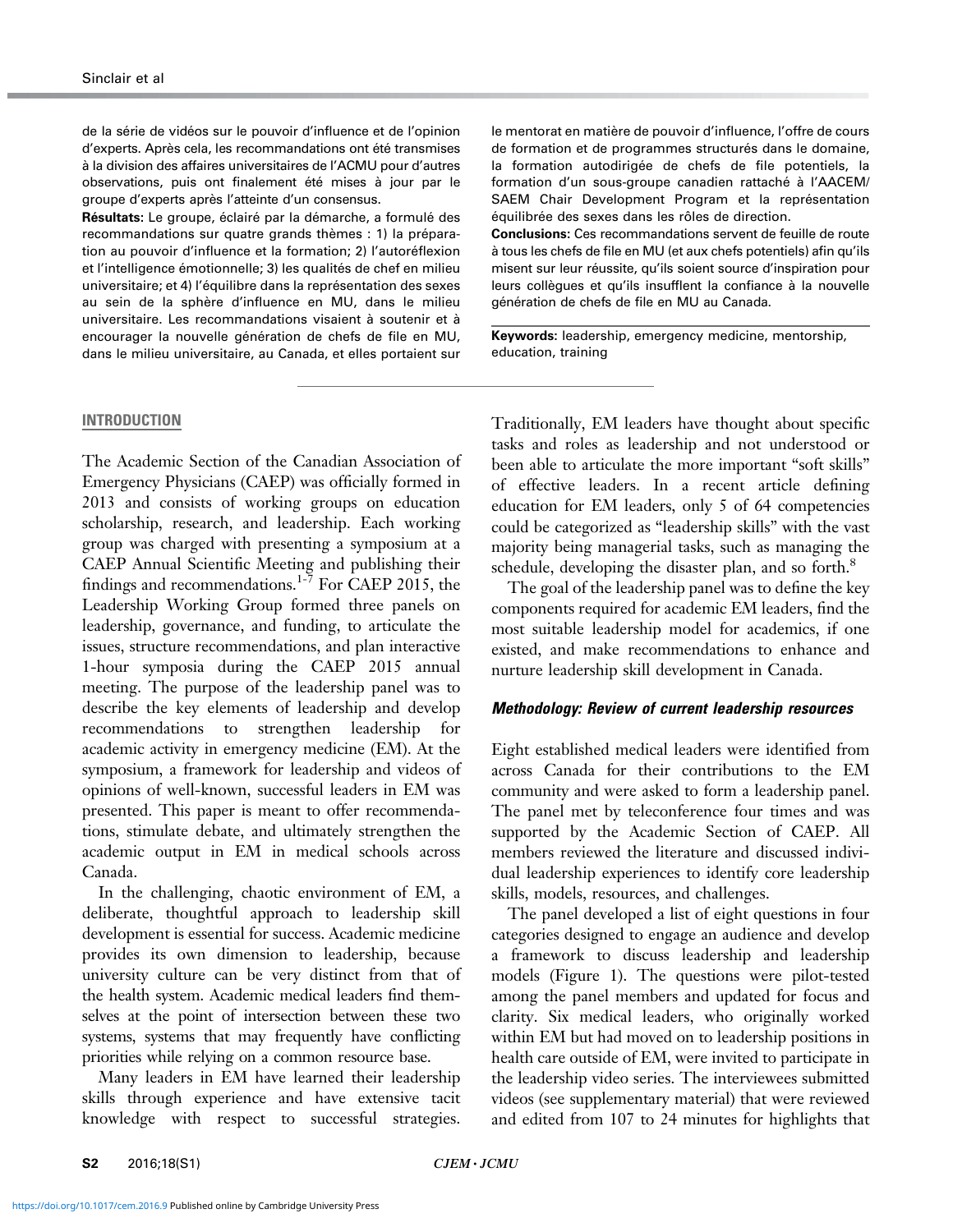de la série de vidéos sur le pouvoir d'influence et de l'opinion d'experts. Après cela, les recommandations ont été transmises à la division des affaires universitaires de l'ACMU pour d'autres observations, puis ont finalement été mises à jour par le groupe d'experts après l'atteinte d'un consensus.

**Résultats:** Le groupe, éclairé par la démarche, a formulé des recommandations sur quatre grands thèmes : 1) la préparation au pouvoir d'influence et la formation; 2) l'autoréflexion et l'intelligence émotionnelle; 3) les qualités de chef en milieu universitaire; et 4) l'équilibre dans la représentation des sexes au sein de la sphère d'influence en MU, dans le milieu universitaire. Les recommandations visaient à soutenir et à encourager la nouvelle génération de chefs de file en MU, dans le milieu universitaire, au Canada, et elles portaient sur le mentorat en matière de pouvoir d'influence, l'offre de cours de formation et de programmes structurés dans le domaine, la formation autodirigée de chefs de file potentiels, la formation d'un sous-groupe canadien rattaché à l'AACEM/SAEM Chair Development Program et la représentation équilibrée des sexes dans les rôles de direction.

**Conclusions:** Ces recommandations servent de feuille de route à tous les chefs de file en MU (et aux chefs potentiels) afin qu'ils misent sur leur réussite, qu'ils soient source d'inspiration pour leurs collègues et qu'ils insufflent la confiance à la nouvelle génération de chefs de file en MU au Canada.

**Keywords:** leadership, emergency medicine, mentorship, education, training

## INTRODUCTION

The Academic Section of the Canadian Association of Emergency Physicians (CAEP) was officially formed in 2013 and consists of working groups on education scholarship, research, and leadership. Each working group was charged with presenting a symposium at a CAEP Annual Scientific Meeting and publishing their findings and recommendations.[1-7] For CAEP 2015, the Leadership Working Group formed three panels on leadership, governance, and funding, to articulate the issues, structure recommendations, and plan interactive 1-hour symposia during the CAEP 2015 annual meeting. The purpose of the leadership panel was to describe the key elements of leadership and develop recommendations to strengthen leadership for academic activity in emergency medicine (EM). At the symposium, a framework for leadership and videos of opinions of well-known, successful leaders in EM was presented. This paper is meant to offer recommendations, stimulate debate, and ultimately strengthen the academic output in EM in medical schools across Canada.

In the challenging, chaotic environment of EM, a deliberate, thoughtful approach to leadership skill development is essential for success. Academic medicine provides its own dimension to leadership, because university culture can be very distinct from that of the health system. Academic medical leaders find themselves at the point of intersection between these two systems, systems that may frequently have conflicting priorities while relying on a common resource base.

Many leaders in EM have learned their leadership skills through experience and have extensive tacit knowledge with respect to successful strategies. Traditionally, EM leaders have thought about specific tasks and roles as leadership and not understood or been able to articulate the more important "soft skills" of effective leaders. In a recent article defining education for EM leaders, only 5 of 64 competencies could be categorized as "leadership skills" with the vast majority being managerial tasks, such as managing the schedule, developing the disaster plan, and so forth.[8]

The goal of the leadership panel was to define the key components required for academic EM leaders, find the most suitable leadership model for academics, if one existed, and make recommendations to enhance and nurture leadership skill development in Canada.

### *Methodology: Review of current leadership resources*

Eight established medical leaders were identified from across Canada for their contributions to the EM community and were asked to form a leadership panel. The panel met by teleconference four times and was supported by the Academic Section of CAEP. All members reviewed the literature and discussed individual leadership experiences to identify core leadership skills, models, resources, and challenges.

The panel developed a list of eight questions in four categories designed to engage an audience and develop a framework to discuss leadership and leadership models (Figure 1). The questions were pilot-tested among the panel members and updated for focus and clarity. Six medical leaders, who originally worked within EM but had moved on to leadership positions in health care outside of EM, were invited to participate in the leadership video series. The interviewees submitted videos (see supplementary material) that were reviewed and edited from 107 to 24 minutes for highlights that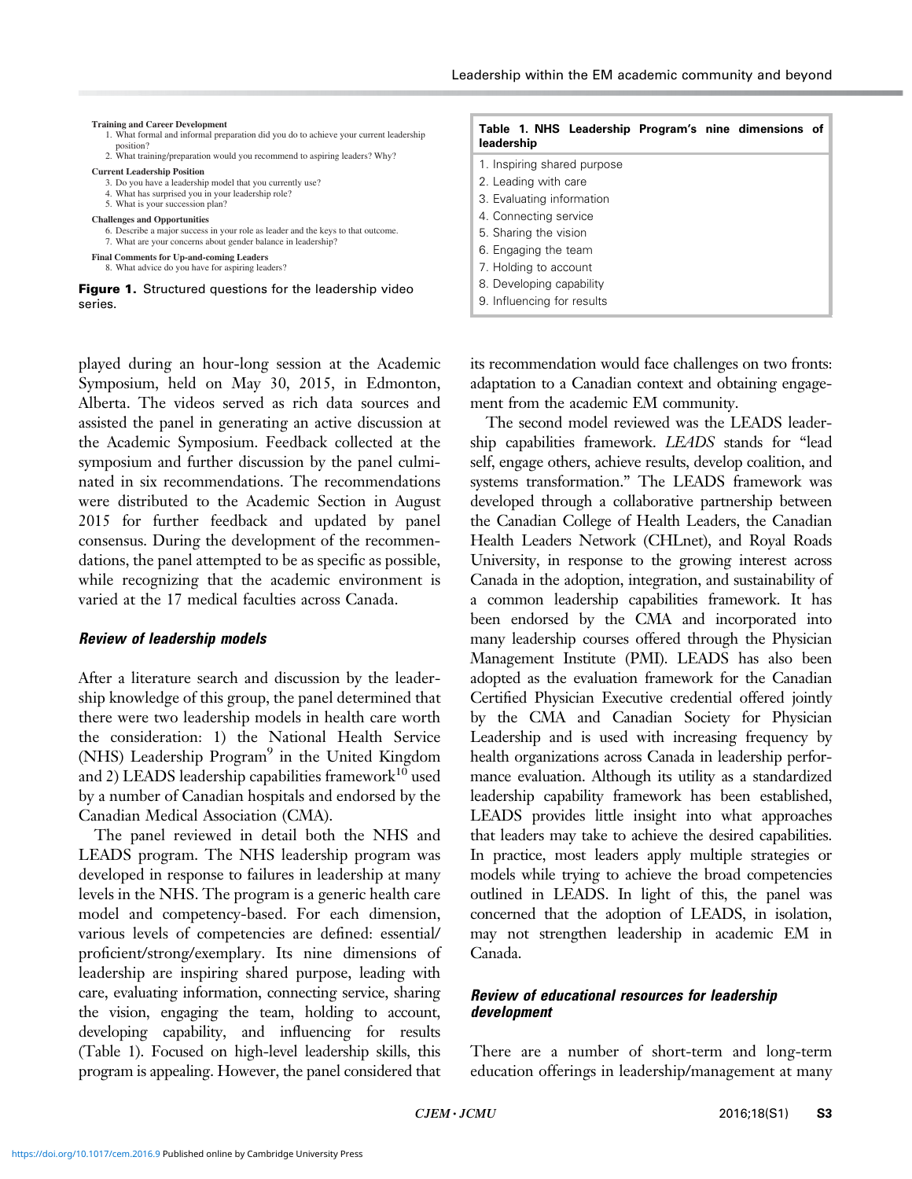**Training and Career Development**

1. What formal and informal preparation did you do to achieve your current leadership position?
2. What training/preparation would you recommend to aspiring leaders? Why?

**Current Leadership Position**

3. Do you have a leadership model that you currently use?
4. What has surprised you in your leadership role?
5. What is your succession plan?

**Challenges and Opportunities**

6. Describe a major success in your role as leader and the keys to that outcome.
7. What are your concerns about gender balance in leadership?

**Final Comments for Up-and-coming Leaders**

8. What advice do you have for aspiring leaders?

**Figure 1.** Structured questions for the leadership video series.

played during an hour-long session at the Academic Symposium, held on May 30, 2015, in Edmonton, Alberta. The videos served as rich data sources and assisted the panel in generating an active discussion at the Academic Symposium. Feedback collected at the symposium and further discussion by the panel culminated in six recommendations. The recommendations were distributed to the Academic Section in August 2015 for further feedback and updated by panel consensus. During the development of the recommendations, the panel attempted to be as specific as possible, while recognizing that the academic environment is varied at the 17 medical faculties across Canada.

### *Review of leadership models*

After a literature search and discussion by the leadership knowledge of this group, the panel determined that there were two leadership models in health care worth the consideration: 1) the National Health Service (NHS) Leadership Program[9] in the United Kingdom and 2) LEADS leadership capabilities framework[10] used by a number of Canadian hospitals and endorsed by the Canadian Medical Association (CMA).

The panel reviewed in detail both the NHS and LEADS program. The NHS leadership program was developed in response to failures in leadership at many levels in the NHS. The program is a generic health care model and competency-based. For each dimension, various levels of competencies are defined: essential/proficient/strong/exemplary. Its nine dimensions of leadership are inspiring shared purpose, leading with care, evaluating information, connecting service, sharing the vision, engaging the team, holding to account, developing capability, and influencing for results (Table 1). Focused on high-level leadership skills, this program is appealing. However, the panel considered that its recommendation would face challenges on two fronts: adaptation to a Canadian context and obtaining engagement from the academic EM community.

| Table 1. NHS Leadership Program's nine dimensions of leadership |
|---|
| 1. Inspiring shared purpose |
| 2. Leading with care |
| 3. Evaluating information |
| 4. Connecting service |
| 5. Sharing the vision |
| 6. Engaging the team |
| 7. Holding to account |
| 8. Developing capability |
| 9. Influencing for results |

The second model reviewed was the LEADS leadership capabilities framework. *LEADS* stands for "lead self, engage others, achieve results, develop coalition, and systems transformation." The LEADS framework was developed through a collaborative partnership between the Canadian College of Health Leaders, the Canadian Health Leaders Network (CHLnet), and Royal Roads University, in response to the growing interest across Canada in the adoption, integration, and sustainability of a common leadership capabilities framework. It has been endorsed by the CMA and incorporated into many leadership courses offered through the Physician Management Institute (PMI). LEADS has also been adopted as the evaluation framework for the Canadian Certified Physician Executive credential offered jointly by the CMA and Canadian Society for Physician Leadership and is used with increasing frequency by health organizations across Canada in leadership performance evaluation. Although its utility as a standardized leadership capability framework has been established, LEADS provides little insight into what approaches that leaders may take to achieve the desired capabilities. In practice, most leaders apply multiple strategies or models while trying to achieve the broad competencies outlined in LEADS. In light of this, the panel was concerned that the adoption of LEADS, in isolation, may not strengthen leadership in academic EM in Canada.

### *Review of educational resources for leadership development*

There are a number of short-term and long-term education offerings in leadership/management at many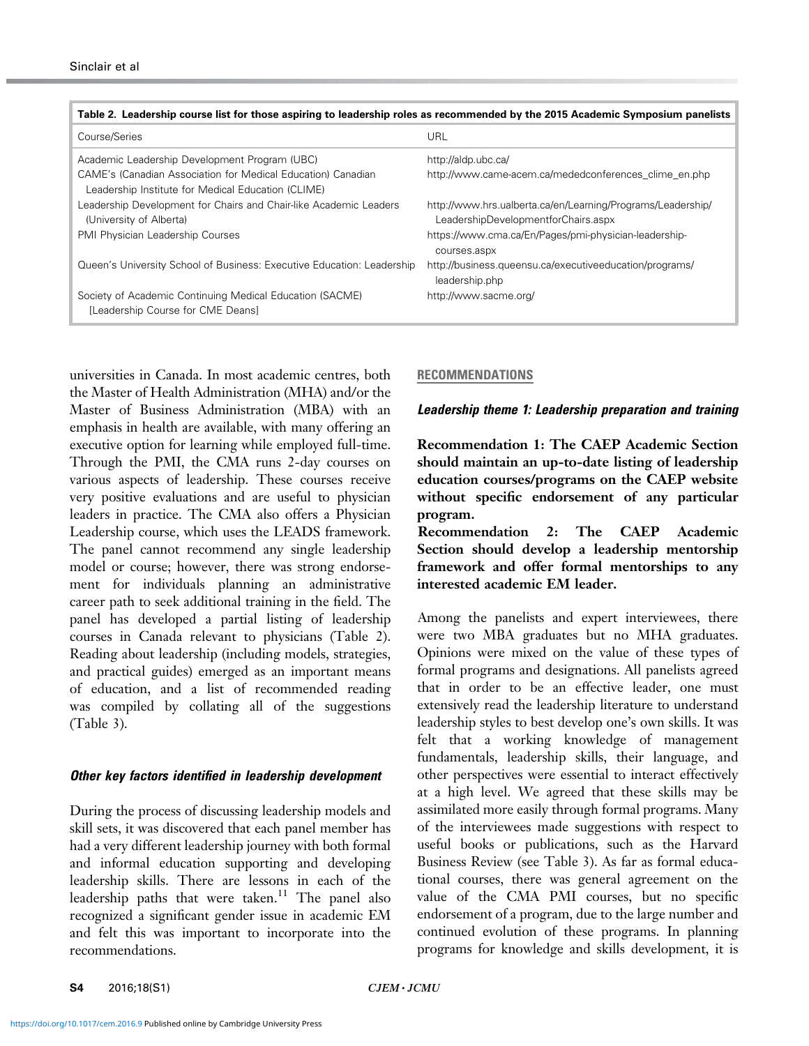**Table 2. Leadership course list for those aspiring to leadership roles as recommended by the 2015 Academic Symposium panelists**

| Course/Series | URL |
| --- | --- |
| Academic Leadership Development Program (UBC) | http://aldp.ubc.ca/ |
| CAME's (Canadian Association for Medical Education) Canadian Leadership Institute for Medical Education (CLIME) | http://www.came-acem.ca/mededconferences_clime_en.php |
| Leadership Development for Chairs and Chair-like Academic Leaders (University of Alberta) | http://www.hrs.ualberta.ca/en/Learning/Programs/Leadership/LeadershipDevelopmentforChairs.aspx |
| PMI Physician Leadership Courses | https://www.cma.ca/En/Pages/pmi-physician-leadership-courses.aspx |
| Queen's University School of Business: Executive Education: Leadership | http://business.queensu.ca/executiveeducation/programs/leadership.php |
| Society of Academic Continuing Medical Education (SACME) [Leadership Course for CME Deans] | http://www.sacme.org/ |

universities in Canada. In most academic centres, both the Master of Health Administration (MHA) and/or the Master of Business Administration (MBA) with an emphasis in health are available, with many offering an executive option for learning while employed full-time. Through the PMI, the CMA runs 2-day courses on various aspects of leadership. These courses receive very positive evaluations and are useful to physician leaders in practice. The CMA also offers a Physician Leadership course, which uses the LEADS framework. The panel cannot recommend any single leadership model or course; however, there was strong endorsement for individuals planning an administrative career path to seek additional training in the field. The panel has developed a partial listing of leadership courses in Canada relevant to physicians (Table 2). Reading about leadership (including models, strategies, and practical guides) emerged as an important means of education, and a list of recommended reading was compiled by collating all of the suggestions (Table 3).

### *Other key factors identified in leadership development*

During the process of discussing leadership models and skill sets, it was discovered that each panel member has had a very different leadership journey with both formal and informal education supporting and developing leadership skills. There are lessons in each of the leadership paths that were taken.[11] The panel also recognized a significant gender issue in academic EM and felt this was important to incorporate into the recommendations.

## RECOMMENDATIONS

### *Leadership theme 1: Leadership preparation and training*

**Recommendation 1: The CAEP Academic Section should maintain an up-to-date listing of leadership education courses/programs on the CAEP website without specific endorsement of any particular program.**

**Recommendation 2: The CAEP Academic Section should develop a leadership mentorship framework and offer formal mentorships to any interested academic EM leader.**

Among the panelists and expert interviewees, there were two MBA graduates but no MHA graduates. Opinions were mixed on the value of these types of formal programs and designations. All panelists agreed that in order to be an effective leader, one must extensively read the leadership literature to understand leadership styles to best develop one's own skills. It was felt that a working knowledge of management fundamentals, leadership skills, their language, and other perspectives were essential to interact effectively at a high level. We agreed that these skills may be assimilated more easily through formal programs. Many of the interviewees made suggestions with respect to useful books or publications, such as the Harvard Business Review (see Table 3). As far as formal educational courses, there was general agreement on the value of the CMA PMI courses, but no specific endorsement of a program, due to the large number and continued evolution of these programs. In planning programs for knowledge and skills development, it is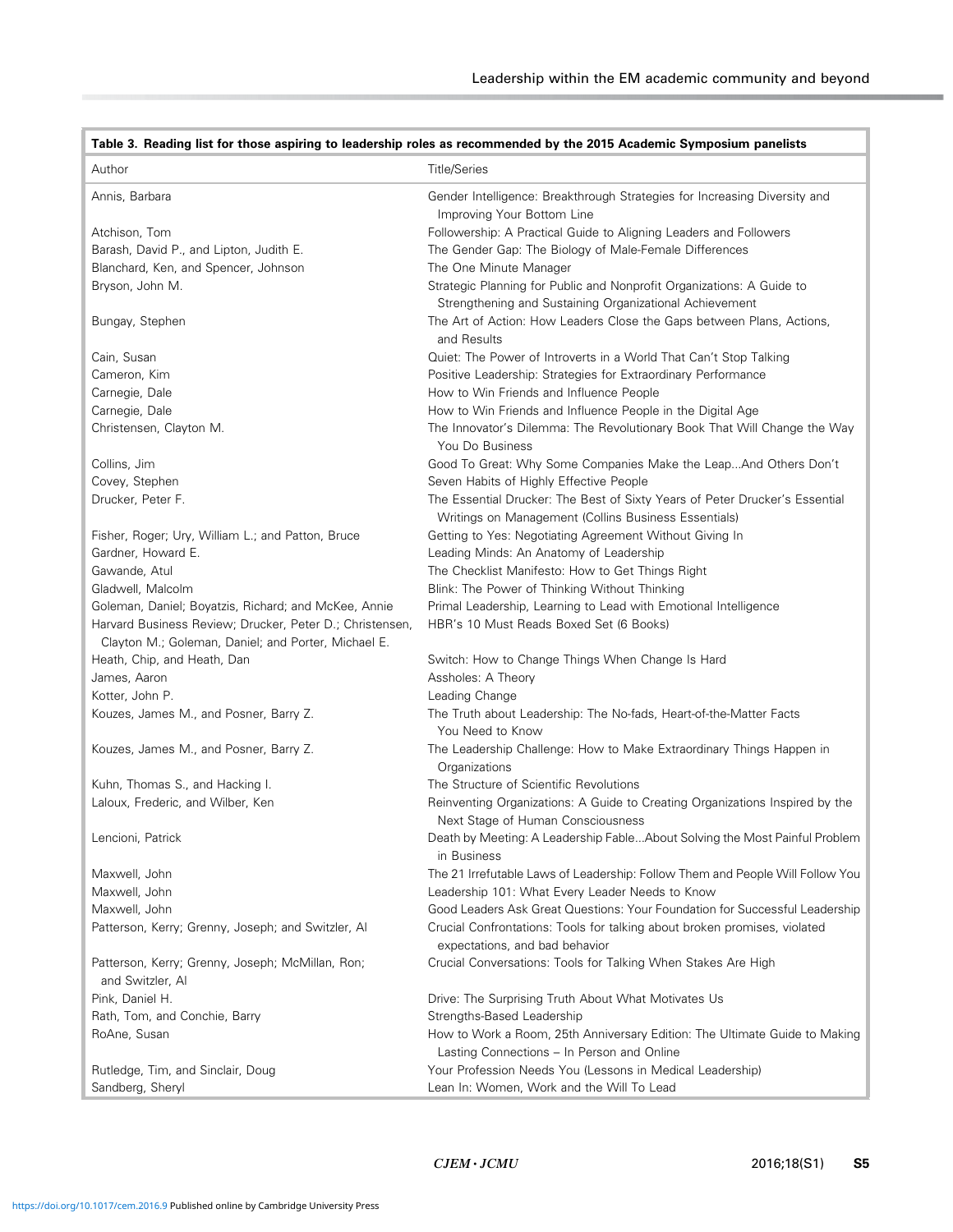**Table 3. Reading list for those aspiring to leadership roles as recommended by the 2015 Academic Symposium panelists**

| Author | Title/Series |
|---|---|
| Annis, Barbara | Gender Intelligence: Breakthrough Strategies for Increasing Diversity and Improving Your Bottom Line |
| Atchison, Tom | Followership: A Practical Guide to Aligning Leaders and Followers |
| Barash, David P., and Lipton, Judith E. | The Gender Gap: The Biology of Male-Female Differences |
| Blanchard, Ken, and Spencer, Johnson | The One Minute Manager |
| Bryson, John M. | Strategic Planning for Public and Nonprofit Organizations: A Guide to Strengthening and Sustaining Organizational Achievement |
| Bungay, Stephen | The Art of Action: How Leaders Close the Gaps between Plans, Actions, and Results |
| Cain, Susan | Quiet: The Power of Introverts in a World That Can't Stop Talking |
| Cameron, Kim | Positive Leadership: Strategies for Extraordinary Performance |
| Carnegie, Dale | How to Win Friends and Influence People |
| Carnegie, Dale | How to Win Friends and Influence People in the Digital Age |
| Christensen, Clayton M. | The Innovator's Dilemma: The Revolutionary Book That Will Change the Way You Do Business |
| Collins, Jim | Good To Great: Why Some Companies Make the Leap...And Others Don't |
| Covey, Stephen | Seven Habits of Highly Effective People |
| Drucker, Peter F. | The Essential Drucker: The Best of Sixty Years of Peter Drucker's Essential Writings on Management (Collins Business Essentials) |
| Fisher, Roger; Ury, William L.; and Patton, Bruce | Getting to Yes: Negotiating Agreement Without Giving In |
| Gardner, Howard E. | Leading Minds: An Anatomy of Leadership |
| Gawande, Atul | The Checklist Manifesto: How to Get Things Right |
| Gladwell, Malcolm | Blink: The Power of Thinking Without Thinking |
| Goleman, Daniel; Boyatzis, Richard; and McKee, Annie | Primal Leadership, Learning to Lead with Emotional Intelligence |
| Harvard Business Review; Drucker, Peter D.; Christensen, Clayton M.; Goleman, Daniel; and Porter, Michael E. | HBR's 10 Must Reads Boxed Set (6 Books) |
| Heath, Chip, and Heath, Dan | Switch: How to Change Things When Change Is Hard |
| James, Aaron | Assholes: A Theory |
| Kotter, John P. | Leading Change |
| Kouzes, James M., and Posner, Barry Z. | The Truth about Leadership: The No-fads, Heart-of-the-Matter Facts You Need to Know |
| Kouzes, James M., and Posner, Barry Z. | The Leadership Challenge: How to Make Extraordinary Things Happen in Organizations |
| Kuhn, Thomas S., and Hacking I. | The Structure of Scientific Revolutions |
| Laloux, Frederic, and Wilber, Ken | Reinventing Organizations: A Guide to Creating Organizations Inspired by the Next Stage of Human Consciousness |
| Lencioni, Patrick | Death by Meeting: A Leadership Fable...About Solving the Most Painful Problem in Business |
| Maxwell, John | The 21 Irrefutable Laws of Leadership: Follow Them and People Will Follow You |
| Maxwell, John | Leadership 101: What Every Leader Needs to Know |
| Maxwell, John | Good Leaders Ask Great Questions: Your Foundation for Successful Leadership |
| Patterson, Kerry; Grenny, Joseph; and Switzler, Al | Crucial Confrontations: Tools for talking about broken promises, violated expectations, and bad behavior |
| Patterson, Kerry; Grenny, Joseph; McMillan, Ron; and Switzler, Al | Crucial Conversations: Tools for Talking When Stakes Are High |
| Pink, Daniel H. | Drive: The Surprising Truth About What Motivates Us |
| Rath, Tom, and Conchie, Barry | Strengths-Based Leadership |
| RoAne, Susan | How to Work a Room, 25th Anniversary Edition: The Ultimate Guide to Making Lasting Connections – In Person and Online |
| Rutledge, Tim, and Sinclair, Doug | Your Profession Needs You (Lessons in Medical Leadership) |
| Sandberg, Sheryl | Lean In: Women, Work and the Will To Lead |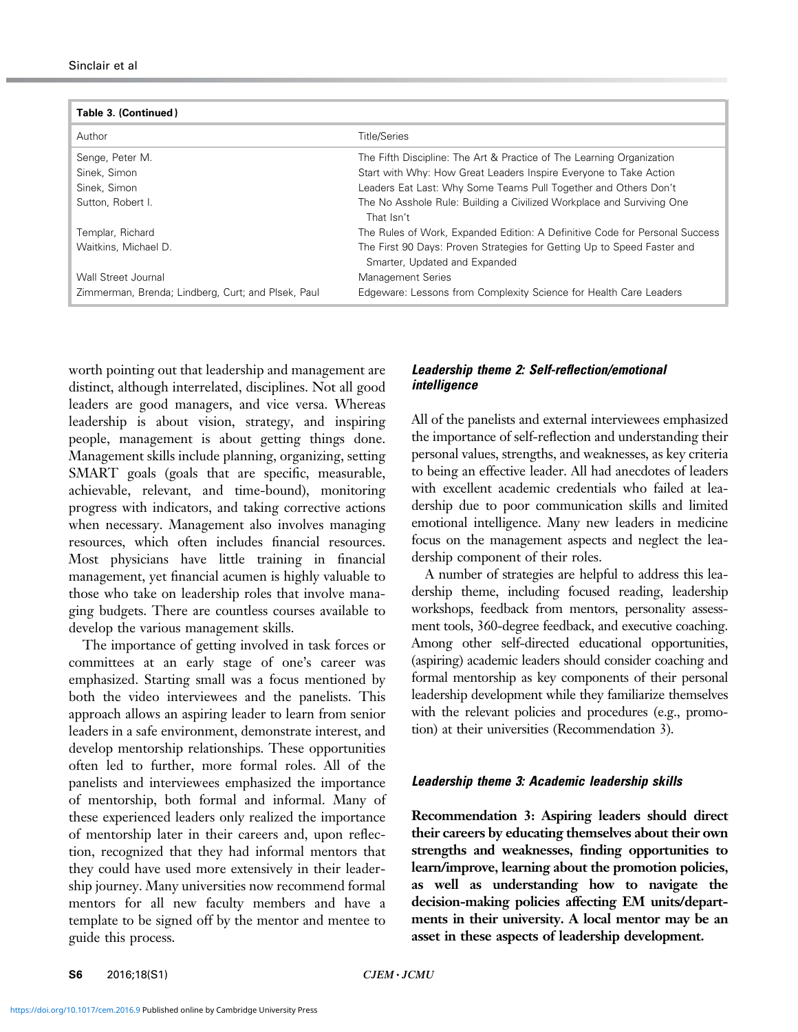**Table 3. (Continued)**

| Author | Title/Series |
| --- | --- |
| Senge, Peter M. | The Fifth Discipline: The Art & Practice of The Learning Organization |
| Sinek, Simon | Start with Why: How Great Leaders Inspire Everyone to Take Action |
| Sinek, Simon | Leaders Eat Last: Why Some Teams Pull Together and Others Don't |
| Sutton, Robert I. | The No Asshole Rule: Building a Civilized Workplace and Surviving One That Isn't |
| Templar, Richard | The Rules of Work, Expanded Edition: A Definitive Code for Personal Success |
| Waitkins, Michael D. | The First 90 Days: Proven Strategies for Getting Up to Speed Faster and Smarter, Updated and Expanded |
| Wall Street Journal | Management Series |
| Zimmerman, Brenda; Lindberg, Curt; and Plsek, Paul | Edgeware: Lessons from Complexity Science for Health Care Leaders |

worth pointing out that leadership and management are distinct, although interrelated, disciplines. Not all good leaders are good managers, and vice versa. Whereas leadership is about vision, strategy, and inspiring people, management is about getting things done. Management skills include planning, organizing, setting SMART goals (goals that are specific, measurable, achievable, relevant, and time-bound), monitoring progress with indicators, and taking corrective actions when necessary. Management also involves managing resources, which often includes financial resources. Most physicians have little training in financial management, yet financial acumen is highly valuable to those who take on leadership roles that involve managing budgets. There are countless courses available to develop the various management skills.

The importance of getting involved in task forces or committees at an early stage of one's career was emphasized. Starting small was a focus mentioned by both the video interviewees and the panelists. This approach allows an aspiring leader to learn from senior leaders in a safe environment, demonstrate interest, and develop mentorship relationships. These opportunities often led to further, more formal roles. All of the panelists and interviewees emphasized the importance of mentorship, both formal and informal. Many of these experienced leaders only realized the importance of mentorship later in their careers and, upon reflection, recognized that they had informal mentors that they could have used more extensively in their leadership journey. Many universities now recommend formal mentors for all new faculty members and have a template to be signed off by the mentor and mentee to guide this process.

### *Leadership theme 2: Self-reflection/emotional intelligence*

All of the panelists and external interviewees emphasized the importance of self-reflection and understanding their personal values, strengths, and weaknesses, as key criteria to being an effective leader. All had anecdotes of leaders with excellent academic credentials who failed at leadership due to poor communication skills and limited emotional intelligence. Many new leaders in medicine focus on the management aspects and neglect the leadership component of their roles.

A number of strategies are helpful to address this leadership theme, including focused reading, leadership workshops, feedback from mentors, personality assessment tools, 360-degree feedback, and executive coaching. Among other self-directed educational opportunities, (aspiring) academic leaders should consider coaching and formal mentorship as key components of their personal leadership development while they familiarize themselves with the relevant policies and procedures (e.g., promotion) at their universities (Recommendation 3).

### *Leadership theme 3: Academic leadership skills*

**Recommendation 3: Aspiring leaders should direct their careers by educating themselves about their own strengths and weaknesses, finding opportunities to learn/improve, learning about the promotion policies, as well as understanding how to navigate the decision-making policies affecting EM units/departments in their university. A local mentor may be an asset in these aspects of leadership development.**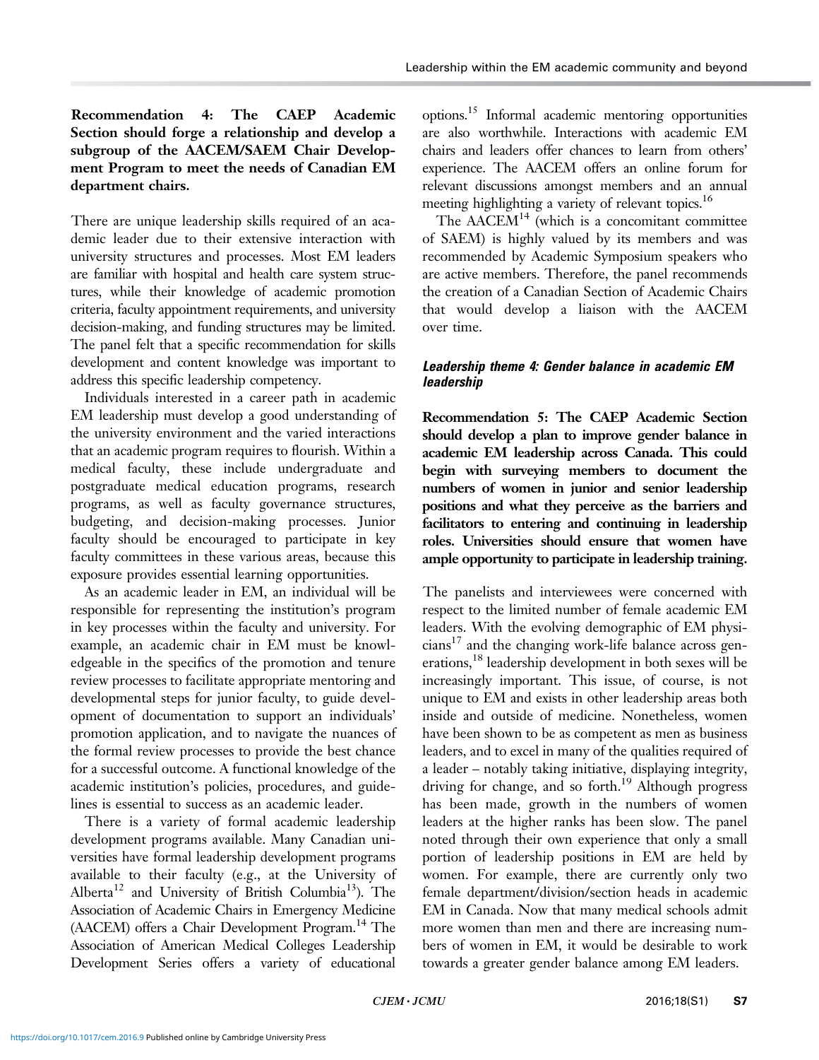**Recommendation 4: The CAEP Academic Section should forge a relationship and develop a subgroup of the AACEM/SAEM Chair Development Program to meet the needs of Canadian EM department chairs.**

There are unique leadership skills required of an academic leader due to their extensive interaction with university structures and processes. Most EM leaders are familiar with hospital and health care system structures, while their knowledge of academic promotion criteria, faculty appointment requirements, and university decision-making, and funding structures may be limited. The panel felt that a specific recommendation for skills development and content knowledge was important to address this specific leadership competency.

Individuals interested in a career path in academic EM leadership must develop a good understanding of the university environment and the varied interactions that an academic program requires to flourish. Within a medical faculty, these include undergraduate and postgraduate medical education programs, research programs, as well as faculty governance structures, budgeting, and decision-making processes. Junior faculty should be encouraged to participate in key faculty committees in these various areas, because this exposure provides essential learning opportunities.

As an academic leader in EM, an individual will be responsible for representing the institution's program in key processes within the faculty and university. For example, an academic chair in EM must be knowledgeable in the specifics of the promotion and tenure review processes to facilitate appropriate mentoring and developmental steps for junior faculty, to guide development of documentation to support an individuals' promotion application, and to navigate the nuances of the formal review processes to provide the best chance for a successful outcome. A functional knowledge of the academic institution's policies, procedures, and guidelines is essential to success as an academic leader.

There is a variety of formal academic leadership development programs available. Many Canadian universities have formal leadership development programs available to their faculty (e.g., at the University of Alberta[12] and University of British Columbia[13]). The Association of Academic Chairs in Emergency Medicine (AACEM) offers a Chair Development Program.[14] The Association of American Medical Colleges Leadership Development Series offers a variety of educational options.[15] Informal academic mentoring opportunities are also worthwhile. Interactions with academic EM chairs and leaders offer chances to learn from others' experience. The AACEM offers an online forum for relevant discussions amongst members and an annual meeting highlighting a variety of relevant topics.[16]

The AACEM[14] (which is a concomitant committee of SAEM) is highly valued by its members and was recommended by Academic Symposium speakers who are active members. Therefore, the panel recommends the creation of a Canadian Section of Academic Chairs that would develop a liaison with the AACEM over time.

### *Leadership theme 4: Gender balance in academic EM leadership*

**Recommendation 5: The CAEP Academic Section should develop a plan to improve gender balance in academic EM leadership across Canada. This could begin with surveying members to document the numbers of women in junior and senior leadership positions and what they perceive as the barriers and facilitators to entering and continuing in leadership roles. Universities should ensure that women have ample opportunity to participate in leadership training.**

The panelists and interviewees were concerned with respect to the limited number of female academic EM leaders. With the evolving demographic of EM physicians[17] and the changing work-life balance across generations,[18] leadership development in both sexes will be increasingly important. This issue, of course, is not unique to EM and exists in other leadership areas both inside and outside of medicine. Nonetheless, women have been shown to be as competent as men as business leaders, and to excel in many of the qualities required of a leader – notably taking initiative, displaying integrity, driving for change, and so forth.[19] Although progress has been made, growth in the numbers of women leaders at the higher ranks has been slow. The panel noted through their own experience that only a small portion of leadership positions in EM are held by women. For example, there are currently only two female department/division/section heads in academic EM in Canada. Now that many medical schools admit more women than men and there are increasing numbers of women in EM, it would be desirable to work towards a greater gender balance among EM leaders.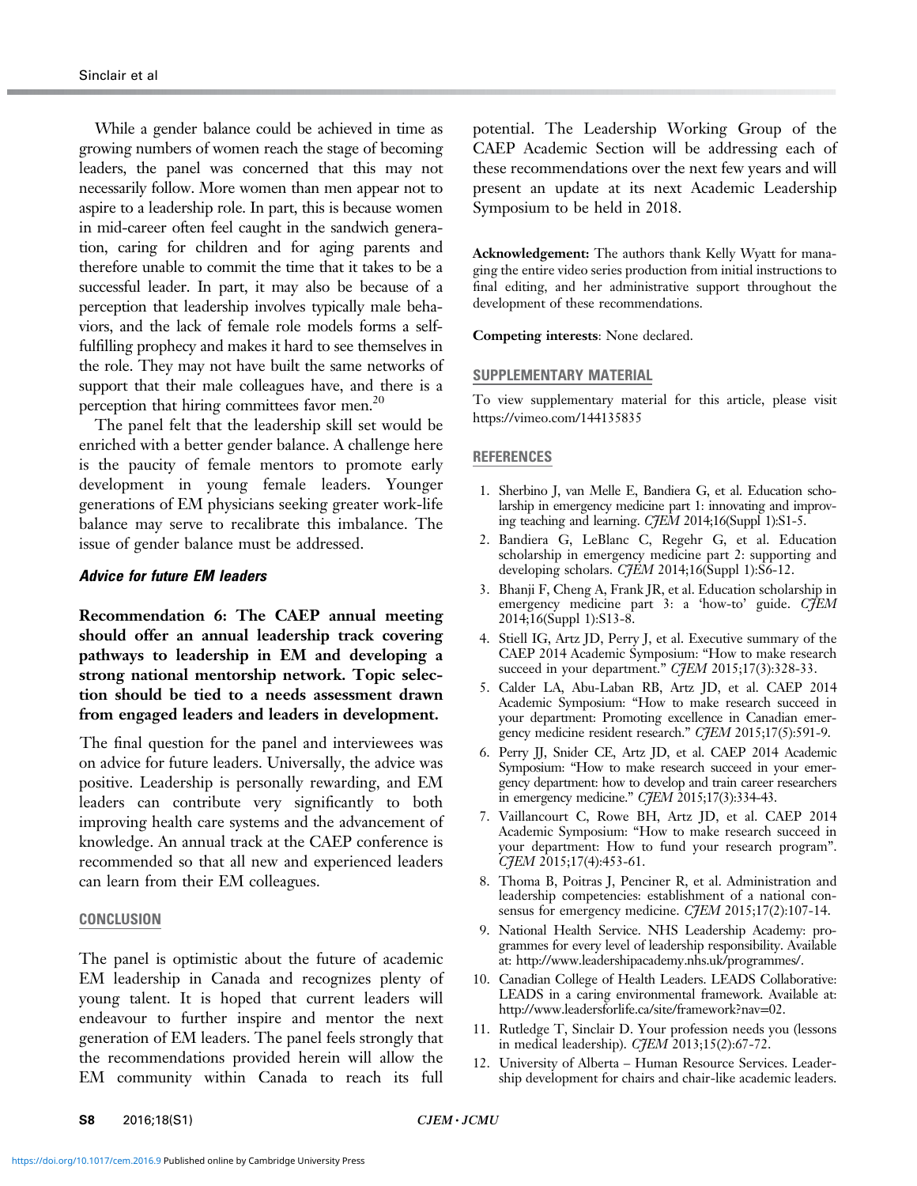While a gender balance could be achieved in time as growing numbers of women reach the stage of becoming leaders, the panel was concerned that this may not necessarily follow. More women than men appear not to aspire to a leadership role. In part, this is because women in mid-career often feel caught in the sandwich generation, caring for children and for aging parents and therefore unable to commit the time that it takes to be a successful leader. In part, it may also be because of a perception that leadership involves typically male behaviors, and the lack of female role models forms a self-fulfilling prophecy and makes it hard to see themselves in the role. They may not have built the same networks of support that their male colleagues have, and there is a perception that hiring committees favor men.[20]

The panel felt that the leadership skill set would be enriched with a better gender balance. A challenge here is the paucity of female mentors to promote early development in young female leaders. Younger generations of EM physicians seeking greater work-life balance may serve to recalibrate this imbalance. The issue of gender balance must be addressed.

### *Advice for future EM leaders*

**Recommendation 6: The CAEP annual meeting should offer an annual leadership track covering pathways to leadership in EM and developing a strong national mentorship network. Topic selection should be tied to a needs assessment drawn from engaged leaders and leaders in development.**

The final question for the panel and interviewees was on advice for future leaders. Universally, the advice was positive. Leadership is personally rewarding, and EM leaders can contribute very significantly to both improving health care systems and the advancement of knowledge. An annual track at the CAEP conference is recommended so that all new and experienced leaders can learn from their EM colleagues.

## CONCLUSION

The panel is optimistic about the future of academic EM leadership in Canada and recognizes plenty of young talent. It is hoped that current leaders will endeavour to further inspire and mentor the next generation of EM leaders. The panel feels strongly that the recommendations provided herein will allow the EM community within Canada to reach its full potential. The Leadership Working Group of the CAEP Academic Section will be addressing each of these recommendations over the next few years and will present an update at its next Academic Leadership Symposium to be held in 2018.

**Acknowledgement:** The authors thank Kelly Wyatt for managing the entire video series production from initial instructions to final editing, and her administrative support throughout the development of these recommendations.

**Competing interests**: None declared.

## SUPPLEMENTARY MATERIAL

To view supplementary material for this article, please visit https://vimeo.com/144135835

## REFERENCES

1. Sherbino J, van Melle E, Bandiera G, et al. Education scholarship in emergency medicine part 1: innovating and improving teaching and learning. *CJEM* 2014;16(Suppl 1):S1-5.
2. Bandiera G, LeBlanc C, Regehr G, et al. Education scholarship in emergency medicine part 2: supporting and developing scholars. *CJEM* 2014;16(Suppl 1):S6-12.
3. Bhanji F, Cheng A, Frank JR, et al. Education scholarship in emergency medicine part 3: a 'how-to' guide. *CJEM* 2014;16(Suppl 1):S13-8.
4. Stiell IG, Artz JD, Perry J, et al. Executive summary of the CAEP 2014 Academic Symposium: "How to make research succeed in your department." *CJEM* 2015;17(3):328-33.
5. Calder LA, Abu-Laban RB, Artz JD, et al. CAEP 2014 Academic Symposium: "How to make research succeed in your department: Promoting excellence in Canadian emergency medicine resident research." *CJEM* 2015;17(5):591-9.
6. Perry JJ, Snider CE, Artz JD, et al. CAEP 2014 Academic Symposium: "How to make research succeed in your emergency department: how to develop and train career researchers in emergency medicine." *CJEM* 2015;17(3):334-43.
7. Vaillancourt C, Rowe BH, Artz JD, et al. CAEP 2014 Academic Symposium: "How to make research succeed in your department: How to fund your research program". *CJEM* 2015;17(4):453-61.
8. Thoma B, Poitras J, Penciner R, et al. Administration and leadership competencies: establishment of a national consensus for emergency medicine. *CJEM* 2015;17(2):107-14.
9. National Health Service. NHS Leadership Academy: programmes for every level of leadership responsibility. Available at: http://www.leadershipacademy.nhs.uk/programmes/.
10. Canadian College of Health Leaders. LEADS Collaborative: LEADS in a caring environmental framework. Available at: http://www.leadersforlife.ca/site/framework?nav=02.
11. Rutledge T, Sinclair D. Your profession needs you (lessons in medical leadership). *CJEM* 2013;15(2):67-72.
12. University of Alberta – Human Resource Services. Leadership development for chairs and chair-like academic leaders.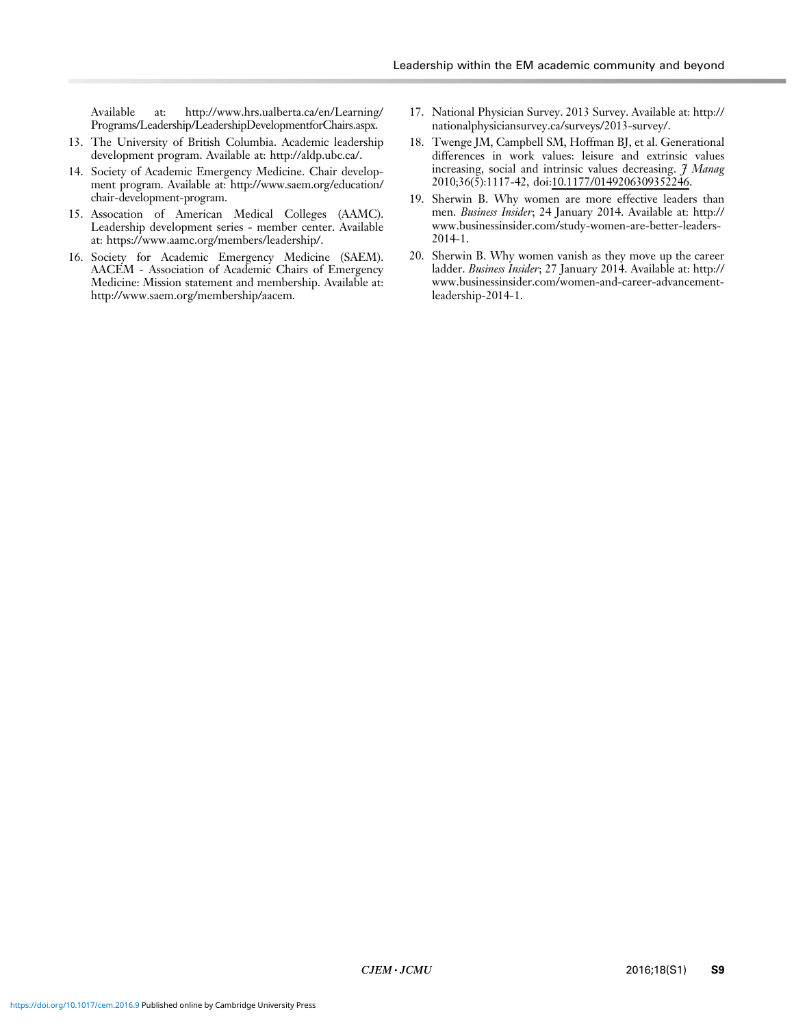Available at: http://www.hrs.ualberta.ca/en/Learning/Programs/Leadership/LeadershipDevelopmentforChairs.aspx.

13. The University of British Columbia. Academic leadership development program. Available at: http://aldp.ubc.ca/.
14. Society of Academic Emergency Medicine. Chair development program. Available at: http://www.saem.org/education/chair-development-program.
15. Assocation of American Medical Colleges (AAMC). Leadership development series - member center. Available at: https://www.aamc.org/members/leadership/.
16. Society for Academic Emergency Medicine (SAEM). AACEM - Association of Academic Chairs of Emergency Medicine: Mission statement and membership. Available at: http://www.saem.org/membership/aacem.
17. National Physician Survey. 2013 Survey. Available at: http://nationalphysiciansurvey.ca/surveys/2013-survey/.
18. Twenge JM, Campbell SM, Hoffman BJ, et al. Generational differences in work values: leisure and extrinsic values increasing, social and intrinsic values decreasing. *J Manag* 2010;36(5):1117-42, doi:10.1177/0149206309352246.
19. Sherwin B. Why women are more effective leaders than men. *Business Insider*; 24 January 2014. Available at: http://www.businessinsider.com/study-women-are-better-leaders-2014-1.
20. Sherwin B. Why women vanish as they move up the career ladder. *Business Insider*; 27 January 2014. Available at: http://www.businessinsider.com/women-and-career-advancement-leadership-2014-1.